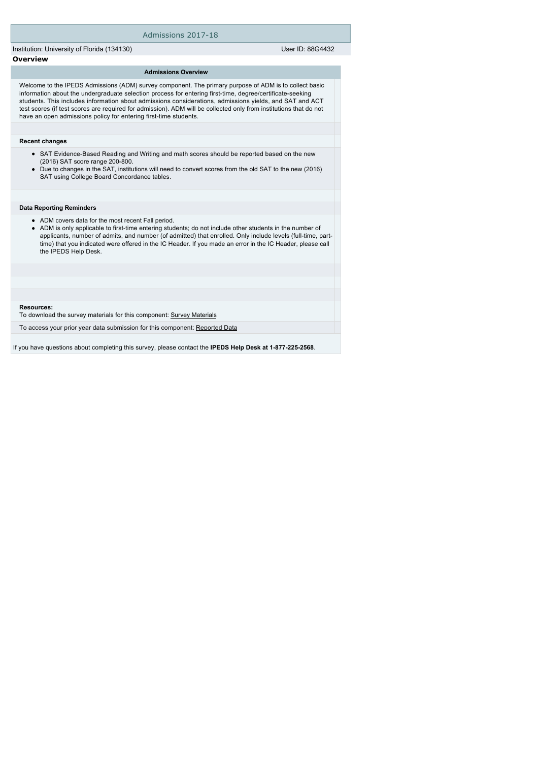# Admissions 2017-18

Institution: University of Florida (134130) User ID: 88G4432

## Overview

### Admissions Overview

Welcome to the IPEDS Admissions (ADM) survey component. The primary purpose of ADM is to collect basic information about the undergraduate selection process for entering first-time, degree/certificate-seeking students. This includes information about admissions considerations, admissions yields, and SAT and ACT test scores (if test scores are required for admission). ADM will be collected only from institutions that do not have an open admissions policy for entering first-time students.

**Recent changes**

- SAT Evidence-Based Reading and Writing and math scores should be reported based on the new (2016) SAT score range 200-800.
- Due to changes in the SAT, institutions will need to convert scores from the old SAT to the new (2016) SAT using College Board Concordance tables.

**Data Reporting Reminders**

- ADM covers data for the most recent Fall period.
- ADM is only applicable to first-time entering students; do not include other students in the number of applicants, number of admits, and number (of admitted) that enrolled. Only include levels (full-time, part-time) that you indicated were offered in the IC Header. If you made an error in the IC Header, please call the IPEDS Help Desk.

**Resources:**

To download the survey materials for this component: Survey Materials

To access your prior year data submission for this component: Reported Data

If you have questions about completing this survey, please contact the **IPEDS Help Desk at 1-877-225-2568**.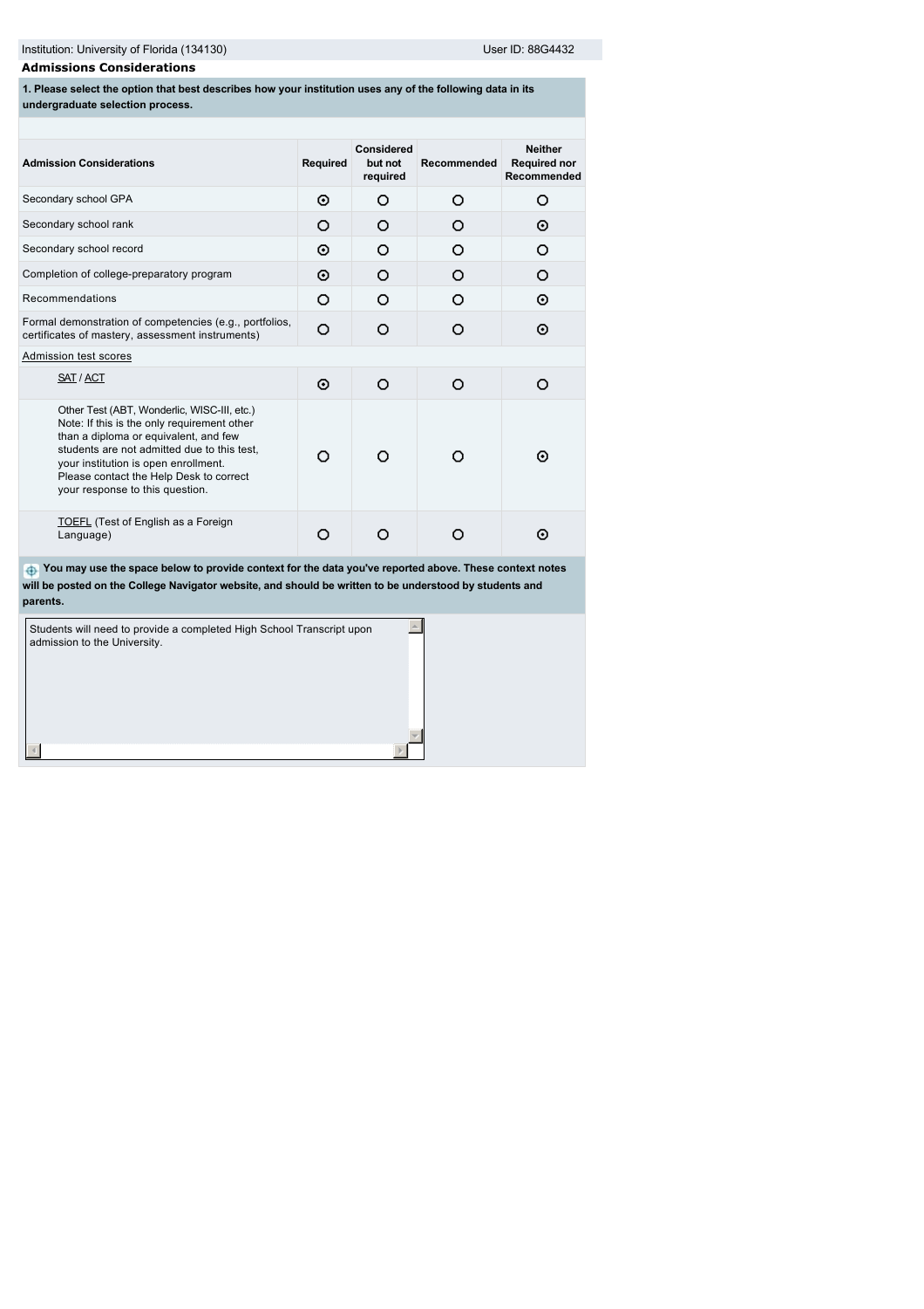Institution: University of Florida (134130) User ID: 88G4432

## Admissions Considerations

**1. Please select the option that best describes how your institution uses any of the following data in its undergraduate selection process.**

| Admission Considerations | Required | Considered but not required | Recommended | Neither Required nor Recommended |
|---|---|---|---|---|
| Secondary school GPA | ⊙ | ○ | ○ | ○ |
| Secondary school rank | ○ | ○ | ○ | ⊙ |
| Secondary school record | ⊙ | ○ | ○ | ○ |
| Completion of college-preparatory program | ⊙ | ○ | ○ | ○ |
| Recommendations | ○ | ○ | ○ | ⊙ |
| Formal demonstration of competencies (e.g., portfolios, certificates of mastery, assessment instruments) | ○ | ○ | ○ | ⊙ |
| Admission test scores | | | | |
| SAT / ACT | ⊙ | ○ | ○ | ○ |
| Other Test (ABT, Wonderlic, WISC-III, etc.) Note: If this is the only requirement other than a diploma or equivalent, and few students are not admitted due to this test, your institution is open enrollment. Please contact the Help Desk to correct your response to this question. | ○ | ○ | ○ | ⊙ |
| TOEFL (Test of English as a Foreign Language) | ○ | ○ | ○ | ⊙ |

**You may use the space below to provide context for the data you've reported above. These context notes will be posted on the College Navigator website, and should be written to be understood by students and parents.**

Students will need to provide a completed High School Transcript upon admission to the University.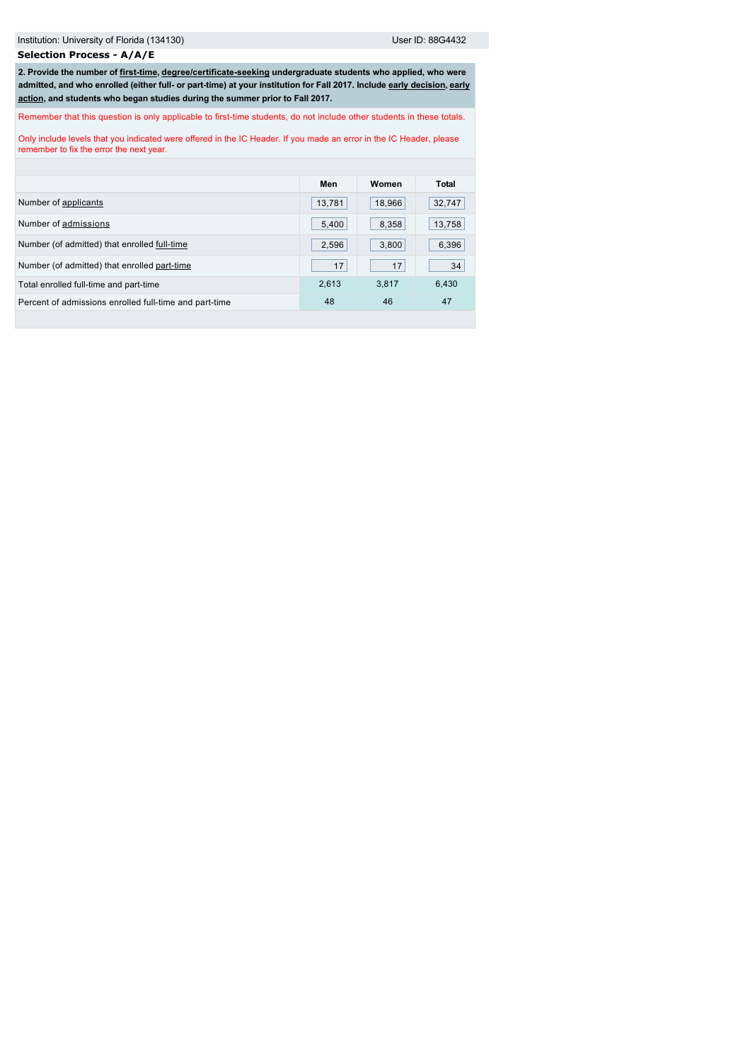Institution: University of Florida (134130) User ID: 88G4432

## Selection Process - A/A/E

**2. Provide the number of first-time, degree/certificate-seeking undergraduate students who applied, who were admitted, and who enrolled (either full- or part-time) at your institution for Fall 2017. Include early decision, early action, and students who began studies during the summer prior to Fall 2017.**

Remember that this question is only applicable to first-time students, do not include other students in these totals.

Only include levels that you indicated were offered in the IC Header. If you made an error in the IC Header, please remember to fix the error the next year.

| | Men | Women | Total |
|---|---|---|---|
| Number of applicants | 13,781 | 18,966 | 32,747 |
| Number of admissions | 5,400 | 8,358 | 13,758 |
| Number (of admitted) that enrolled full-time | 2,596 | 3,800 | 6,396 |
| Number (of admitted) that enrolled part-time | 17 | 17 | 34 |
| Total enrolled full-time and part-time | 2,613 | 3,817 | 6,430 |
| Percent of admissions enrolled full-time and part-time | 48 | 46 | 47 |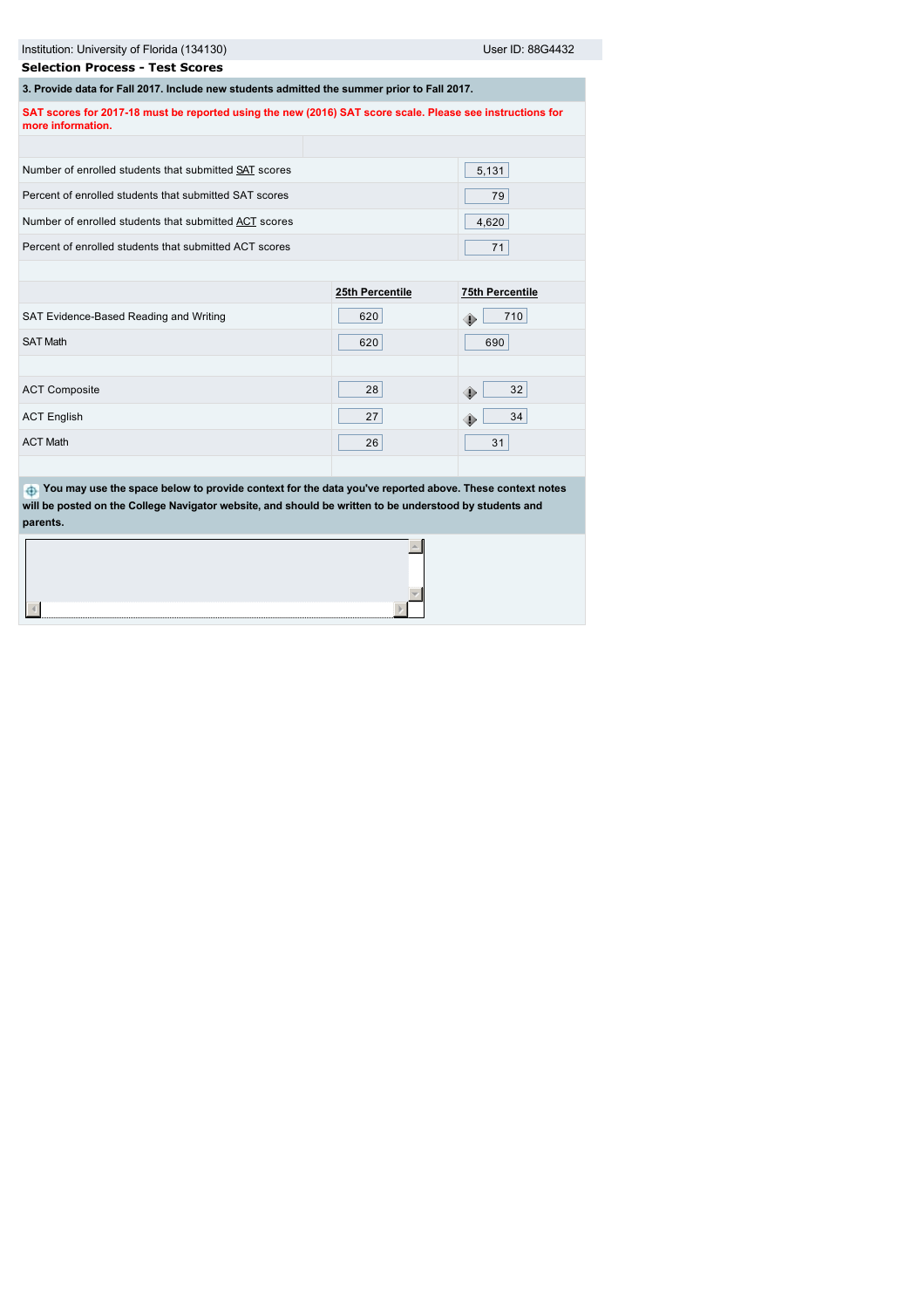Institution: University of Florida (134130) User ID: 88G4432

## Selection Process - Test Scores

**3. Provide data for Fall 2017. Include new students admitted the summer prior to Fall 2017.**

**SAT scores for 2017-18 must be reported using the new (2016) SAT score scale. Please see instructions for more information.**

| | |
|---|---|
| Number of enrolled students that submitted SAT scores | 5,131 |
| Percent of enrolled students that submitted SAT scores | 79 |
| Number of enrolled students that submitted ACT scores | 4,620 |
| Percent of enrolled students that submitted ACT scores | 71 |

| | 25th Percentile | 75th Percentile |
|---|---|---|
| SAT Evidence-Based Reading and Writing | 620 | 710 |
| SAT Math | 620 | 690 |
| | | |
| ACT Composite | 28 | 32 |
| ACT English | 27 | 34 |
| ACT Math | 26 | 31 |

**You may use the space below to provide context for the data you've reported above. These context notes will be posted on the College Navigator website, and should be written to be understood by students and parents.**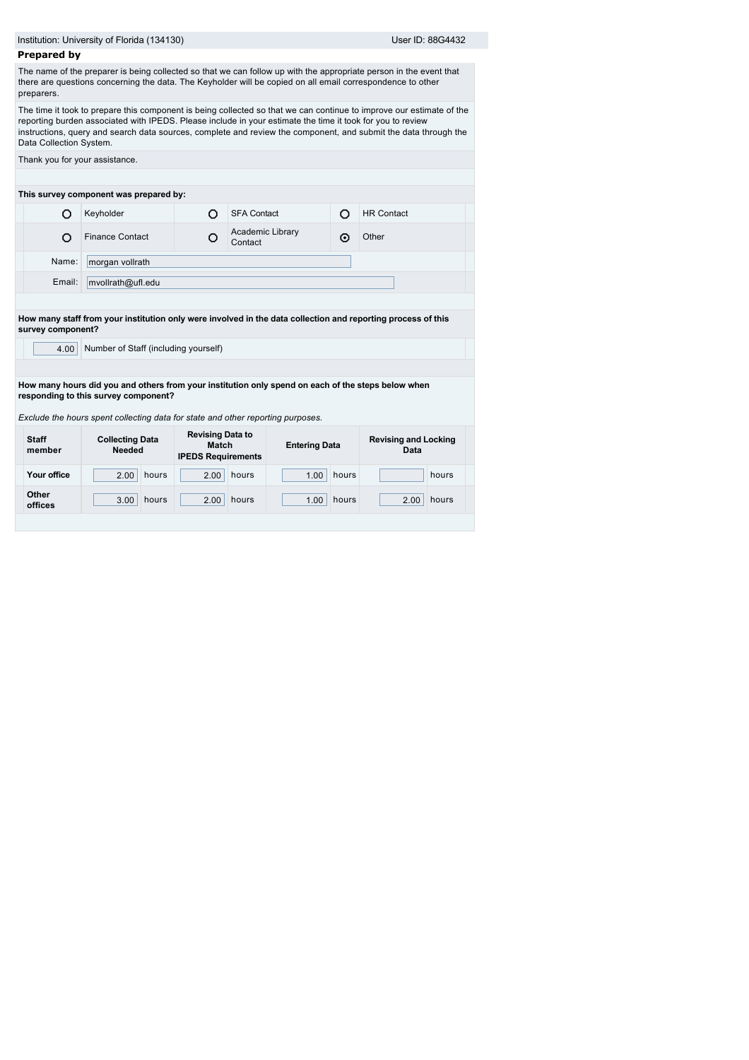Institution: University of Florida (134130) User ID: 88G4432

## Prepared by

The name of the preparer is being collected so that we can follow up with the appropriate person in the event that there are questions concerning the data. The Keyholder will be copied on all email correspondence to other preparers.

The time it took to prepare this component is being collected so that we can continue to improve our estimate of the reporting burden associated with IPEDS. Please include in your estimate the time it took for you to review instructions, query and search data sources, complete and review the component, and submit the data through the Data Collection System.

Thank you for your assistance.

**This survey component was prepared by:**

| | | | | | |
|---|---|---|---|---|---|
| ○ | Keyholder | ○ | SFA Contact | ○ | HR Contact |
| ○ | Finance Contact | ○ | Academic Library Contact | ⊙ | Other |

Name: morgan vollrath

Email: mvollrath@ufl.edu

**How many staff from your institution only were involved in the data collection and reporting process of this survey component?**

4.00 Number of Staff (including yourself)

**How many hours did you and others from your institution only spend on each of the steps below when responding to this survey component?**

*Exclude the hours spent collecting data for state and other reporting purposes.*

| Staff member | Collecting Data Needed | Revising Data to Match IPEDS Requirements | Entering Data | Revising and Locking Data |
|---|---|---|---|---|
| Your office | 2.00 hours | 2.00 hours | 1.00 hours | hours |
| Other offices | 3.00 hours | 2.00 hours | 1.00 hours | 2.00 hours |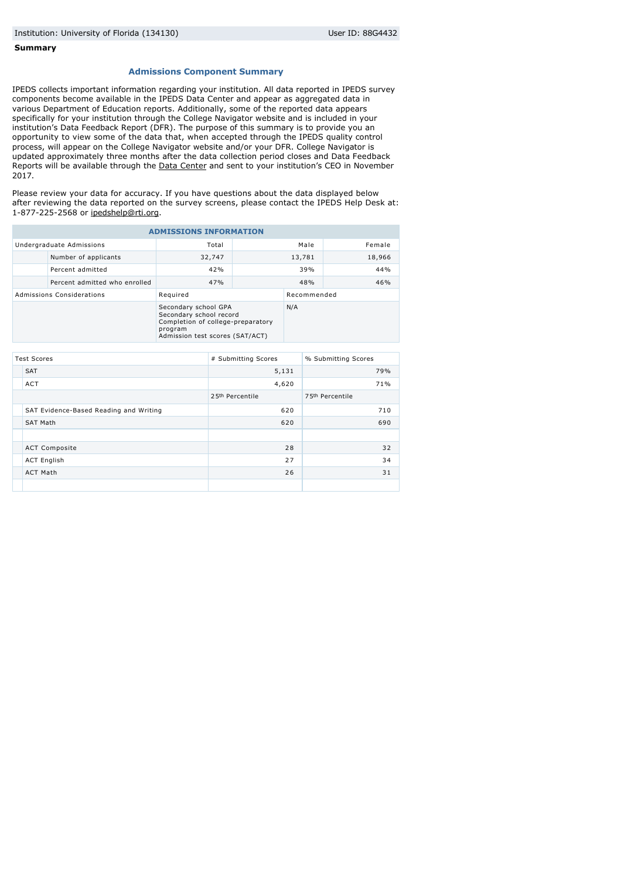**Summary**

## Admissions Component Summary

IPEDS collects important information regarding your institution. All data reported in IPEDS survey components become available in the IPEDS Data Center and appear as aggregated data in various Department of Education reports. Additionally, some of the reported data appears specifically for your institution through the College Navigator website and is included in your institution's Data Feedback Report (DFR). The purpose of this summary is to provide you an opportunity to view some of the data that, when accepted through the IPEDS quality control process, will appear on the College Navigator website and/or your DFR. College Navigator is updated approximately three months after the data collection period closes and Data Feedback Reports will be available through the Data Center and sent to your institution's CEO in November 2017.

Please review your data for accuracy. If you have questions about the data displayed below after reviewing the data reported on the survey screens, please contact the IPEDS Help Desk at: 1-877-225-2568 or ipedshelp@rti.org.

| ADMISSIONS INFORMATION | | | | |
|---|---|---|---|---|
| Undergraduate Admissions | | Total | Male | Female |
| | Number of applicants | 32,747 | 13,781 | 18,966 |
| | Percent admitted | 42% | 39% | 44% |
| | Percent admitted who enrolled | 47% | 48% | 46% |
| Admissions Considerations | | Required | Recommended | |
| | | Secondary school GPA<br>Secondary school record<br>Completion of college-preparatory program<br>Admission test scores (SAT/ACT) | N/A | |

| Test Scores | # Submitting Scores | % Submitting Scores |
|---|---|---|
| SAT | 5,131 | 79% |
| ACT | 4,620 | 71% |
| | 25th Percentile | 75th Percentile |
| SAT Evidence-Based Reading and Writing | 620 | 710 |
| SAT Math | 620 | 690 |
| | | |
| ACT Composite | 28 | 32 |
| ACT English | 27 | 34 |
| ACT Math | 26 | 31 |
| | | |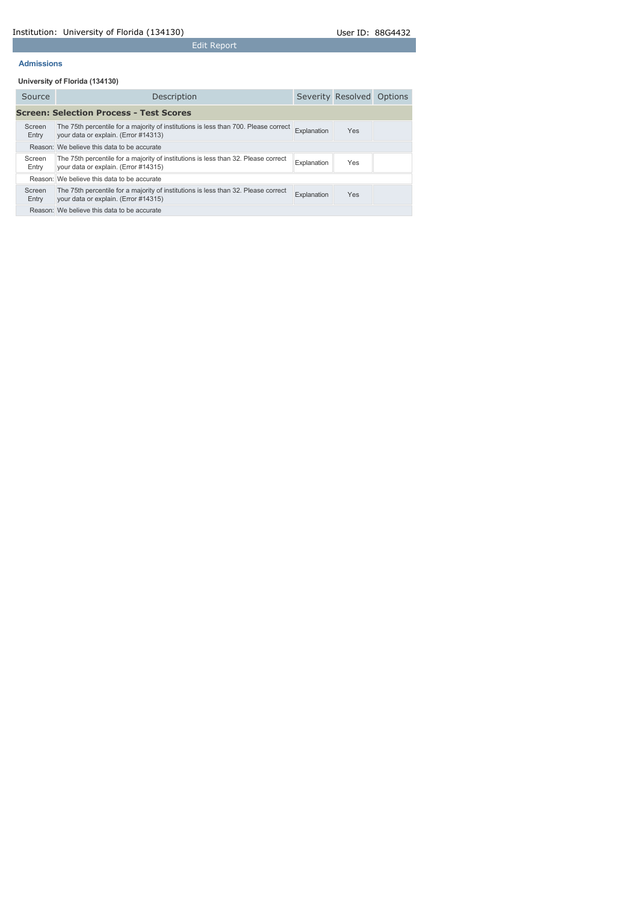Institution: University of Florida (134130) User ID: 88G4432

Edit Report

### Admissions

**University of Florida (134130)**

| Source | Description | Severity | Resolved | Options |
|---|---|---|---|---|
| **Screen: Selection Process - Test Scores** | | | | |
| Screen Entry | The 75th percentile for a majority of institutions is less than 700. Please correct your data or explain. (Error #14313) | Explanation | Yes | |
| Reason: | We believe this data to be accurate | | | |
| Screen Entry | The 75th percentile for a majority of institutions is less than 32. Please correct your data or explain. (Error #14315) | Explanation | Yes | |
| Reason: | We believe this data to be accurate | | | |
| Screen Entry | The 75th percentile for a majority of institutions is less than 32. Please correct your data or explain. (Error #14315) | Explanation | Yes | |
| Reason: | We believe this data to be accurate | | | |